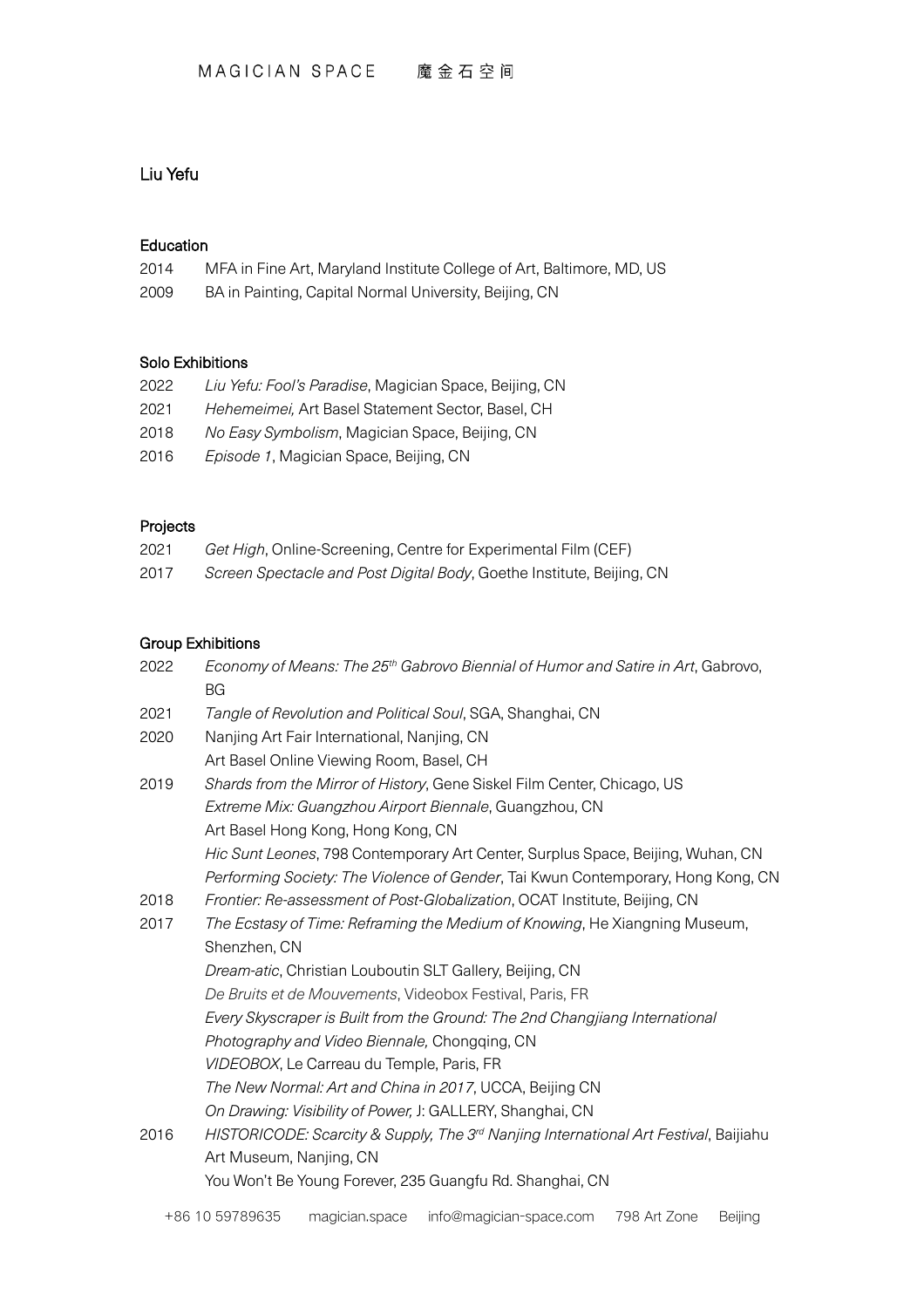# Liu Yefu

## Education

2014 MFA in Fine Art, Maryland Institute College of Art, Baltimore, MD, US
2009 BA in Painting, Capital Normal University, Beijing, CN

## Solo Exhibitions

2022 *Liu Yefu: Fool's Paradise*, Magician Space, Beijing, CN
2021 *Hehemeimei,* Art Basel Statement Sector, Basel, CH
2018 *No Easy Symbolism*, Magician Space, Beijing, CN
2016 *Episode 1*, Magician Space, Beijing, CN

## Projects

2021 *Get High*, Online-Screening, Centre for Experimental Film (CEF)
2017 *Screen Spectacle and Post Digital Body*, Goethe Institute, Beijing, CN

## Group Exhibitions

2022 *Economy of Means: The 25th Gabrovo Biennial of Humor and Satire in Art*, Gabrovo, BG

2021 *Tangle of Revolution and Political Soul*, SGA, Shanghai, CN

2020 Nanjing Art Fair International, Nanjing, CN
Art Basel Online Viewing Room, Basel, CH

2019 *Shards from the Mirror of History*, Gene Siskel Film Center, Chicago, US
*Extreme Mix: Guangzhou Airport Biennale*, Guangzhou, CN
Art Basel Hong Kong, Hong Kong, CN
*Hic Sunt Leones*, 798 Contemporary Art Center, Surplus Space, Beijing, Wuhan, CN
*Performing Society: The Violence of Gender*, Tai Kwun Contemporary, Hong Kong, CN

2018 *Frontier: Re-assessment of Post-Globalization*, OCAT Institute, Beijing, CN

2017 *The Ecstasy of Time: Reframing the Medium of Knowing*, He Xiangning Museum, Shenzhen, CN
*Dream-atic*, Christian Louboutin SLT Gallery, Beijing, CN
*De Bruits et de Mouvements*, Videobox Festival, Paris, FR
*Every Skyscraper is Built from the Ground: The 2nd Changjiang International Photography and Video Biennale,* Chongqing, CN
*VIDEOBOX*, Le Carreau du Temple, Paris, FR
*The New Normal: Art and China in 2017*, UCCA, Beijing CN
*On Drawing: Visibility of Power,* J: GALLERY, Shanghai, CN

2016 *HISTORICODE: Scarcity & Supply, The 3rd Nanjing International Art Festival*, Baijiahu Art Museum, Nanjing, CN
You Won't Be Young Forever, 235 Guangfu Rd. Shanghai, CN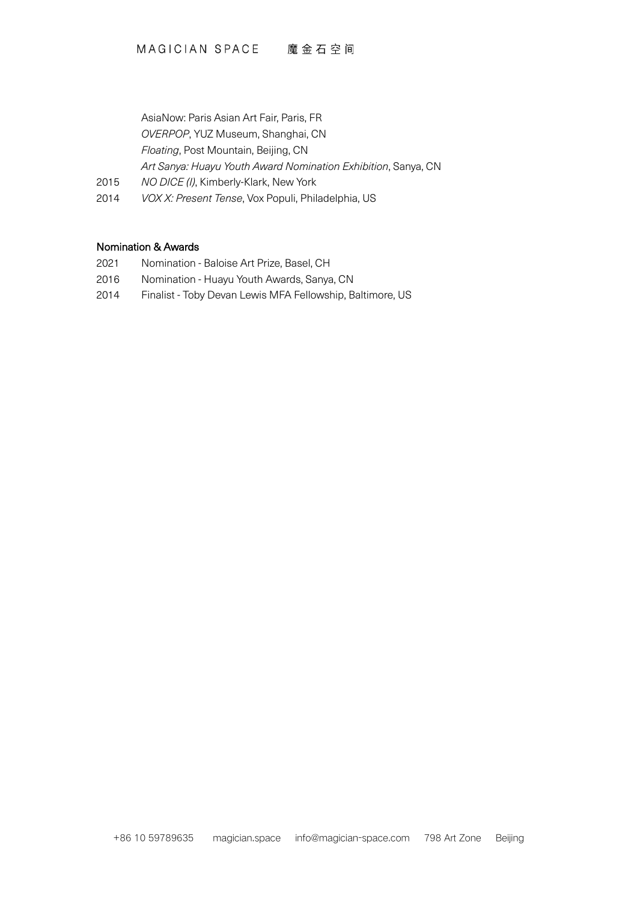AsiaNow: Paris Asian Art Fair, Paris, FR
*OVERPOP*, YUZ Museum, Shanghai, CN
*Floating*, Post Mountain, Beijing, CN
*Art Sanya: Huayu Youth Award Nomination Exhibition*, Sanya, CN

2015 *NO DICE (I)*, Kimberly-Klark, New York

2014 *VOX X: Present Tense*, Vox Populi, Philadelphia, US

## Nomination & Awards

2021 Nomination - Baloise Art Prize, Basel, CH

2016 Nomination - Huayu Youth Awards, Sanya, CN

2014 Finalist - Toby Devan Lewis MFA Fellowship, Baltimore, US